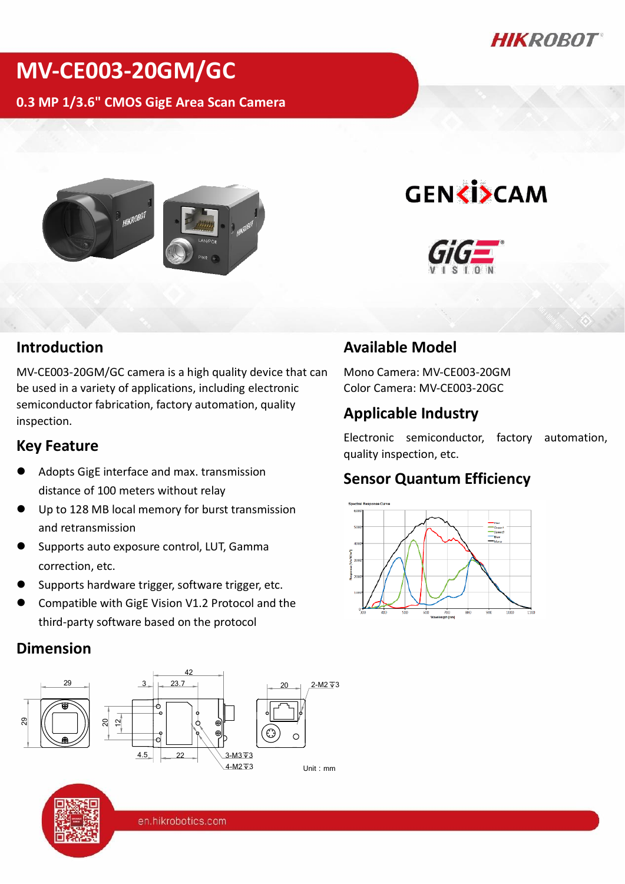# MV-CE003-20GM/GC

0.3 MP 1/3.6" CMOS GigE Area Scan Camera

## Introduction

MV-CE003-20GM/GC camera is a high quality device that can be used in a variety of applications, including electronic semiconductor fabrication, factory automation, quality inspection.

## Key Feature

- Adopts GigE interface and max. transmission distance of 100 meters without relay
- Up to 128 MB local memory for burst transmission and retransmission
- Supports auto exposure control, LUT, Gamma correction, etc.
- Supports hardware trigger, software trigger, etc.
- Compatible with GigE Vision V1.2 Protocol and the third-party software based on the protocol

## Dimension

Unit : mm

## Available Model

Mono Camera: MV-CE003-20GM

Color Camera: MV-CE003-20GC

## Applicable Industry

Electronic semiconductor, factory automation, quality inspection, etc.

## Sensor Quantum Efficiency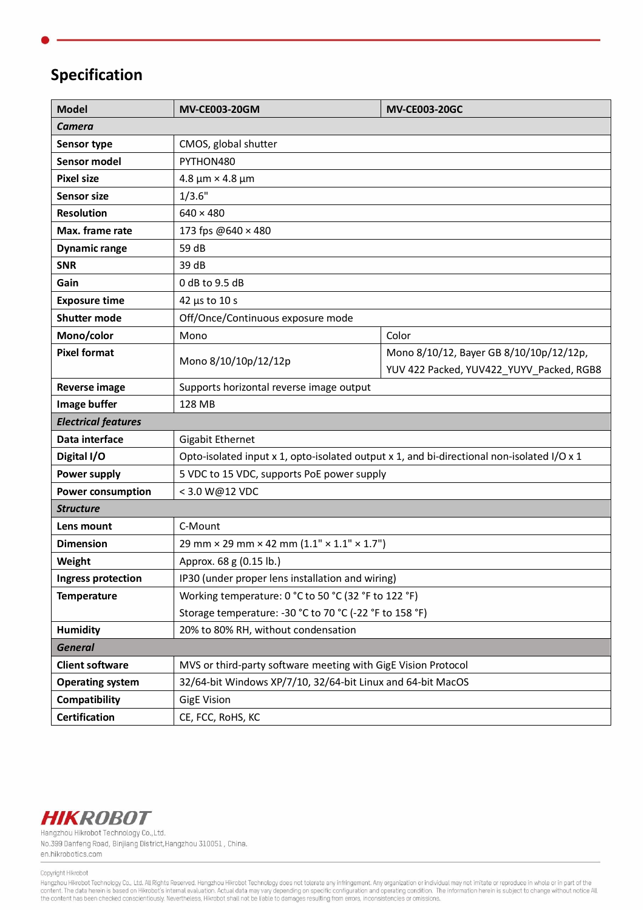## Specification

| Model | MV-CE003-20GM | MV-CE003-20GC |
|---|---|---|
| ***Camera*** | | |
| **Sensor type** | CMOS, global shutter | |
| **Sensor model** | PYTHON480 | |
| **Pixel size** | 4.8 µm × 4.8 µm | |
| **Sensor size** | 1/3.6" | |
| **Resolution** | 640 × 480 | |
| **Max. frame rate** | 173 fps @640 × 480 | |
| **Dynamic range** | 59 dB | |
| **SNR** | 39 dB | |
| **Gain** | 0 dB to 9.5 dB | |
| **Exposure time** | 42 µs to 10 s | |
| **Shutter mode** | Off/Once/Continuous exposure mode | |
| **Mono/color** | Mono | Color |
| **Pixel format** | Mono 8/10/10p/12/12p | Mono 8/10/12, Bayer GB 8/10/10p/12/12p, YUV 422 Packed, YUV422_YUYV_Packed, RGB8 |
| **Reverse image** | Supports horizontal reverse image output | |
| **Image buffer** | 128 MB | |
| ***Electrical features*** | | |
| **Data interface** | Gigabit Ethernet | |
| **Digital I/O** | Opto-isolated input x 1, opto-isolated output x 1, and bi-directional non-isolated I/O x 1 | |
| **Power supply** | 5 VDC to 15 VDC, supports PoE power supply | |
| **Power consumption** | < 3.0 W@12 VDC | |
| ***Structure*** | | |
| **Lens mount** | C-Mount | |
| **Dimension** | 29 mm × 29 mm × 42 mm (1.1" × 1.1" × 1.7") | |
| **Weight** | Approx. 68 g (0.15 lb.) | |
| **Ingress protection** | IP30 (under proper lens installation and wiring) | |
| **Temperature** | Working temperature: 0 °C to 50 °C (32 °F to 122 °F)<br>Storage temperature: -30 °C to 70 °C (-22 °F to 158 °F) | |
| **Humidity** | 20% to 80% RH, without condensation | |
| ***General*** | | |
| **Client software** | MVS or third-party software meeting with GigE Vision Protocol | |
| **Operating system** | 32/64-bit Windows XP/7/10, 32/64-bit Linux and 64-bit MacOS | |
| **Compatibility** | GigE Vision | |
| **Certification** | CE, FCC, RoHS, KC | |

**HIKROBOT**

Hangzhou Hikrobot Technology Co.,Ltd.
No.399 Danfeng Road, Binjiang District,Hangzhou 310051, China.
en.hikrobotics.com

Copyright Hikrobot

Hangzhou Hikrobot Technology Co., Ltd. All Rights Reserved. Hangzhou Hikrobot Technology does not tolerate any infringement. Any organization or individual may not imitate or reproduce in whole or in part of the content. The data herein is based on Hikrobot's internal evaluation. Actual data may vary depending on specific configuration and operating condition. The information herein is subject to change without notice All the content has been checked conscientiously. Nevertheless, Hikrobot shall not be liable to damages resulting from errors, inconsistencies or omissions.